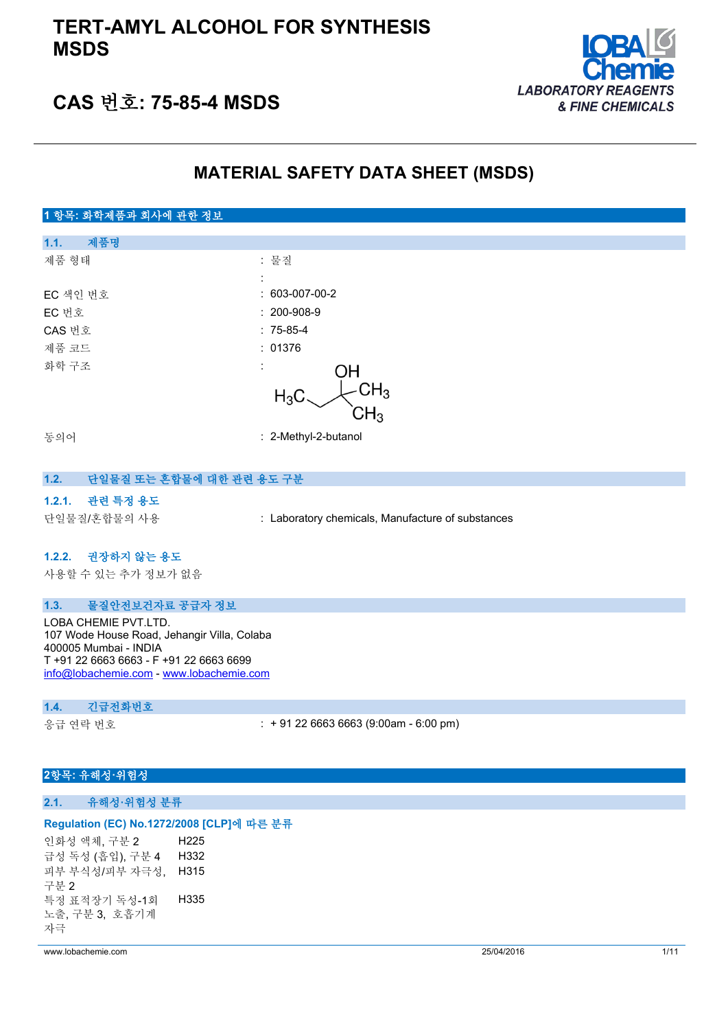# TERT-AMYL ALCOHOL FOR SYNTHESIS MSDS

# CAS 번호: 75-85-4 MSDS

LOBA Chemie
LABORATORY REAGENTS & FINE CHEMICALS

## MATERIAL SAFETY DATA SHEET (MSDS)

## 1 항목: 화학제품과 회사에 관한 정보

### 1.1. 제품명

| | |
|---|---|
| 제품 형태 | : 물질 |
| | : |
| EC 색인 번호 | : 603-007-00-2 |
| EC 번호 | : 200-908-9 |
| CAS 번호 | : 75-85-4 |
| 제품 코드 | : 01376 |
| 화학 구조 | : |
| 동의어 | : 2-Methyl-2-butanol |

### 1.2. 단일물질 또는 혼합물에 대한 관련 용도 구분

#### 1.2.1. 관련 특정 용도

단일물질/혼합물의 사용 : Laboratory chemicals, Manufacture of substances

#### 1.2.2. 권장하지 않는 용도

사용할 수 있는 추가 정보가 없음

### 1.3. 물질안전보건자료 공급자 정보

LOBA CHEMIE PVT.LTD.
107 Wode House Road, Jehangir Villa, Colaba
400005 Mumbai - INDIA
T +91 22 6663 6663 - F +91 22 6663 6699
info@lobachemie.com - www.lobachemie.com

### 1.4. 긴급전화번호

응급 연락 번호 : + 91 22 6663 6663 (9:00am - 6:00 pm)

## 2항목: 유해성·위험성

### 2.1. 유해성·위험성 분류

**Regulation (EC) No.1272/2008 [CLP]에 따른 분류**

| | |
|---|---|
| 인화성 액체, 구분 2 | H225 |
| 급성 독성 (흡입), 구분 4 | H332 |
| 피부 부식성/피부 자극성, 구분 2 | H315 |
| 특정 표적장기 독성-1회 노출, 구분 3, 호흡기계 자극 | H335 |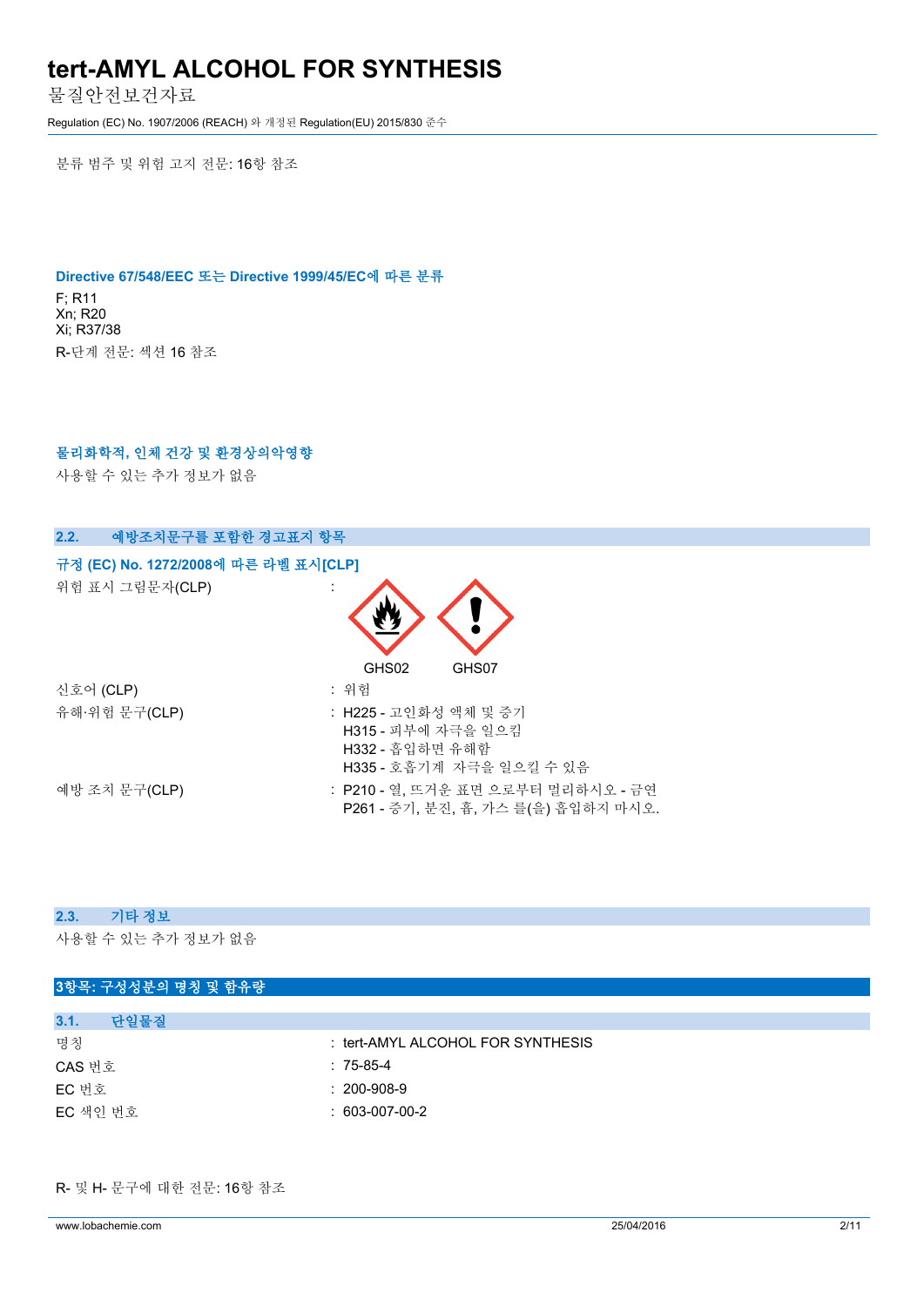분류 범주 및 위험 고지 전문: 16항 참조

**Directive 67/548/EEC 또는 Directive 1999/45/EC에 따른 분류**

F; R11
Xn; R20
Xi; R37/38

R-단계 전문: 섹션 16 참조

**물리화학적, 인체 건강 및 환경상의악영향**

사용할 수 있는 추가 정보가 없음

## 2.2. 예방조치문구를 포함한 경고표지 항목

**규정 (EC) No. 1272/2008에 따른 라벨 표시[CLP]**

위험 표시 그림문자(CLP) :

GHS02 GHS07

신호어 (CLP) : 위험

유해·위험 문구(CLP) : H225 - 고인화성 액체 및 증기
H315 - 피부에 자극을 일으킴
H332 - 흡입하면 유해함
H335 - 호흡기계 자극을 일으킬 수 있음

예방 조치 문구(CLP) : P210 - 열, 뜨거운 표면 으로부터 멀리하시오 - 금연
P261 - 증기, 분진, 흄, 가스 를(을) 흡입하지 마시오.

## 2.3. 기타 정보

사용할 수 있는 추가 정보가 없음

# 3항목: 구성성분의 명칭 및 함유량

## 3.1. 단일물질

| | |
|---|---|
| 명칭 | : tert-AMYL ALCOHOL FOR SYNTHESIS |
| CAS 번호 | : 75-85-4 |
| EC 번호 | : 200-908-9 |
| EC 색인 번호 | : 603-007-00-2 |

R- 및 H- 문구에 대한 전문: 16항 참조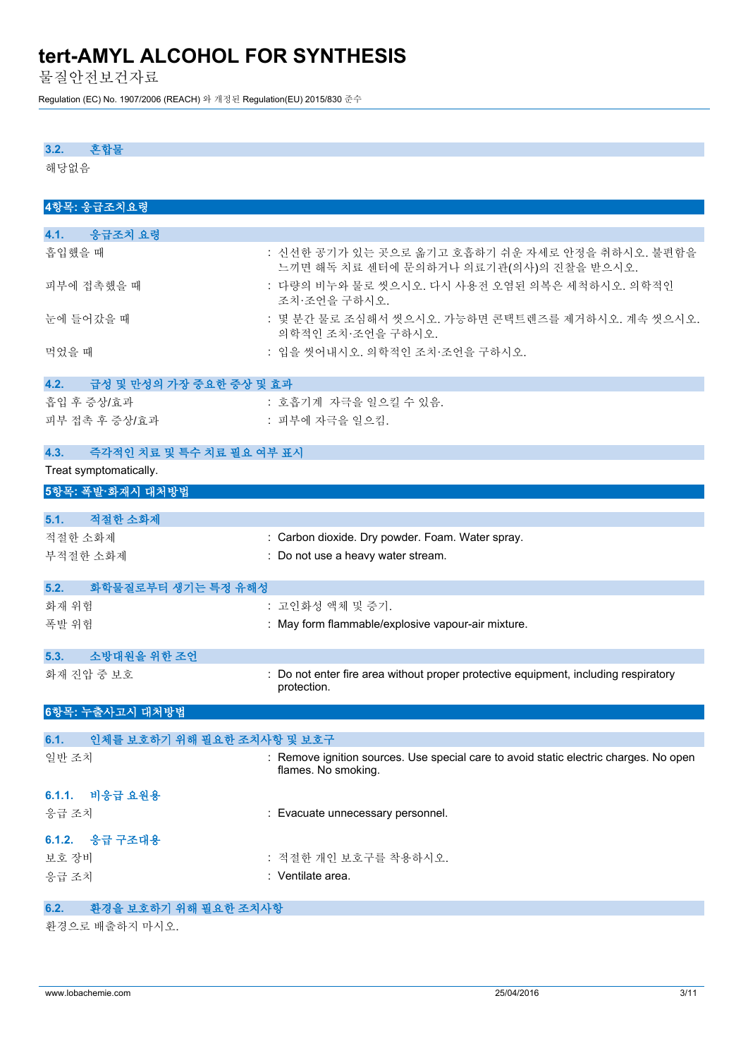### 3.2. 혼합물

해당없음

## 4항목: 응급조치요령

### 4.1. 응급조치 요령

| | |
|---|---|
| 흡입했을 때 | : 신선한 공기가 있는 곳으로 옮기고 호흡하기 쉬운 자세로 안정을 취하시오. 불편함을 느끼면 해독 치료 센터에 문의하거나 의료기관(의사)의 진찰을 받으시오. |
| 피부에 접촉했을 때 | : 다량의 비누와 물로 씻으시오. 다시 사용전 오염된 의복은 세척하시오. 의학적인 조치·조언을 구하시오. |
| 눈에 들어갔을 때 | : 몇 분간 물로 조심해서 씻으시오. 가능하면 콘택트렌즈를 제거하시오. 계속 씻으시오. 의학적인 조치·조언을 구하시오. |
| 먹었을 때 | : 입을 씻어내시오. 의학적인 조치·조언을 구하시오. |

### 4.2. 급성 및 만성의 가장 중요한 증상 및 효과

| | |
|---|---|
| 흡입 후 증상/효과 | : 호흡기계 자극을 일으킬 수 있음. |
| 피부 접촉 후 증상/효과 | : 피부에 자극을 일으킴. |

### 4.3. 즉각적인 치료 및 특수 치료 필요 여부 표시

Treat symptomatically.

## 5항목: 폭발·화재시 대처방법

### 5.1. 적절한 소화제

| | |
|---|---|
| 적절한 소화제 | : Carbon dioxide. Dry powder. Foam. Water spray. |
| 부적절한 소화제 | : Do not use a heavy water stream. |

### 5.2. 화학물질로부터 생기는 특정 유해성

| | |
|---|---|
| 화재 위험 | : 고인화성 액체 및 증기. |
| 폭발 위험 | : May form flammable/explosive vapour-air mixture. |

### 5.3. 소방대원을 위한 조언

| | |
|---|---|
| 화재 진압 중 보호 | : Do not enter fire area without proper protective equipment, including respiratory protection. |

## 6항목: 누출사고시 대처방법

### 6.1. 인체를 보호하기 위해 필요한 조치사항 및 보호구

| | |
|---|---|
| 일반 조치 | : Remove ignition sources. Use special care to avoid static electric charges. No open flames. No smoking. |

#### 6.1.1. 비응급 요원용

| | |
|---|---|
| 응급 조치 | : Evacuate unnecessary personnel. |

#### 6.1.2. 응급 구조대용

| | |
|---|---|
| 보호 장비 | : 적절한 개인 보호구를 착용하시오. |
| 응급 조치 | : Ventilate area. |

### 6.2. 환경을 보호하기 위해 필요한 조치사항

환경으로 배출하지 마시오.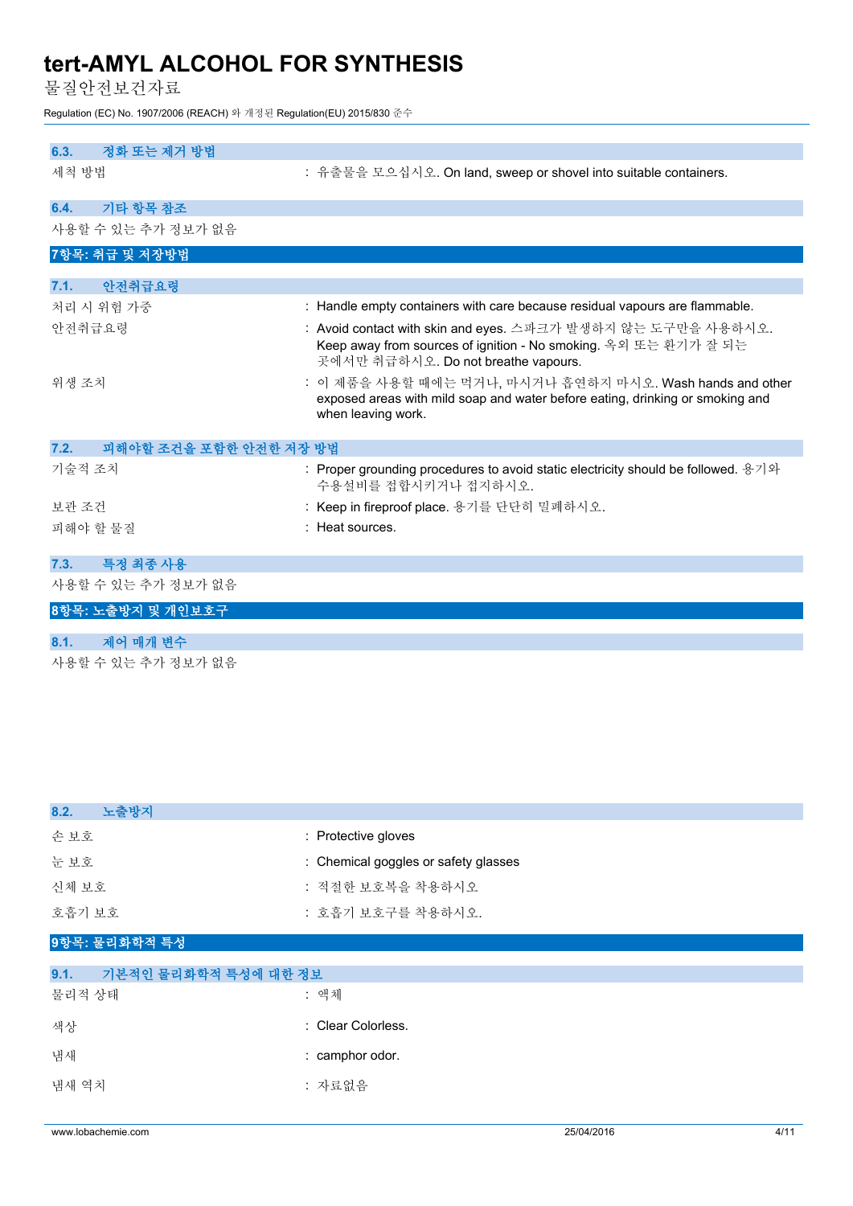### 6.3. 정화 또는 제거 방법

세척 방법 : 유출물을 모으십시오. On land, sweep or shovel into suitable containers.

### 6.4. 기타 항목 참조

사용할 수 있는 추가 정보가 없음

## 7항목: 취급 및 저장방법

### 7.1. 안전취급요령

처리 시 위험 가중 : Handle empty containers with care because residual vapours are flammable.

안전취급요령 : Avoid contact with skin and eyes. 스파크가 발생하지 않는 도구만을 사용하시오. Keep away from sources of ignition - No smoking. 옥외 또는 환기가 잘 되는 곳에서만 취급하시오. Do not breathe vapours.

위생 조치 : 이 제품을 사용할 때에는 먹거나, 마시거나 흡연하지 마시오. Wash hands and other exposed areas with mild soap and water before eating, drinking or smoking and when leaving work.

### 7.2. 피해야할 조건을 포함한 안전한 저장 방법

기술적 조치 : Proper grounding procedures to avoid static electricity should be followed. 용기와 수용설비를 접합시키거나 접지하시오.

보관 조건 : Keep in fireproof place. 용기를 단단히 밀폐하시오.

피해야 할 물질 : Heat sources.

### 7.3. 특정 최종 사용

사용할 수 있는 추가 정보가 없음

## 8항목: 노출방지 및 개인보호구

### 8.1. 제어 매개 변수

사용할 수 있는 추가 정보가 없음

### 8.2. 노출방지

손 보호 : Protective gloves

눈 보호 : Chemical goggles or safety glasses

신체 보호 : 적절한 보호복을 착용하시오

호흡기 보호 : 호흡기 보호구를 착용하시오.

## 9항목: 물리화학적 특성

### 9.1. 기본적인 물리화학적 특성에 대한 정보

물리적 상태 : 액체

색상 : Clear Colorless.

냄새 : camphor odor.

냄새 역치 : 자료없음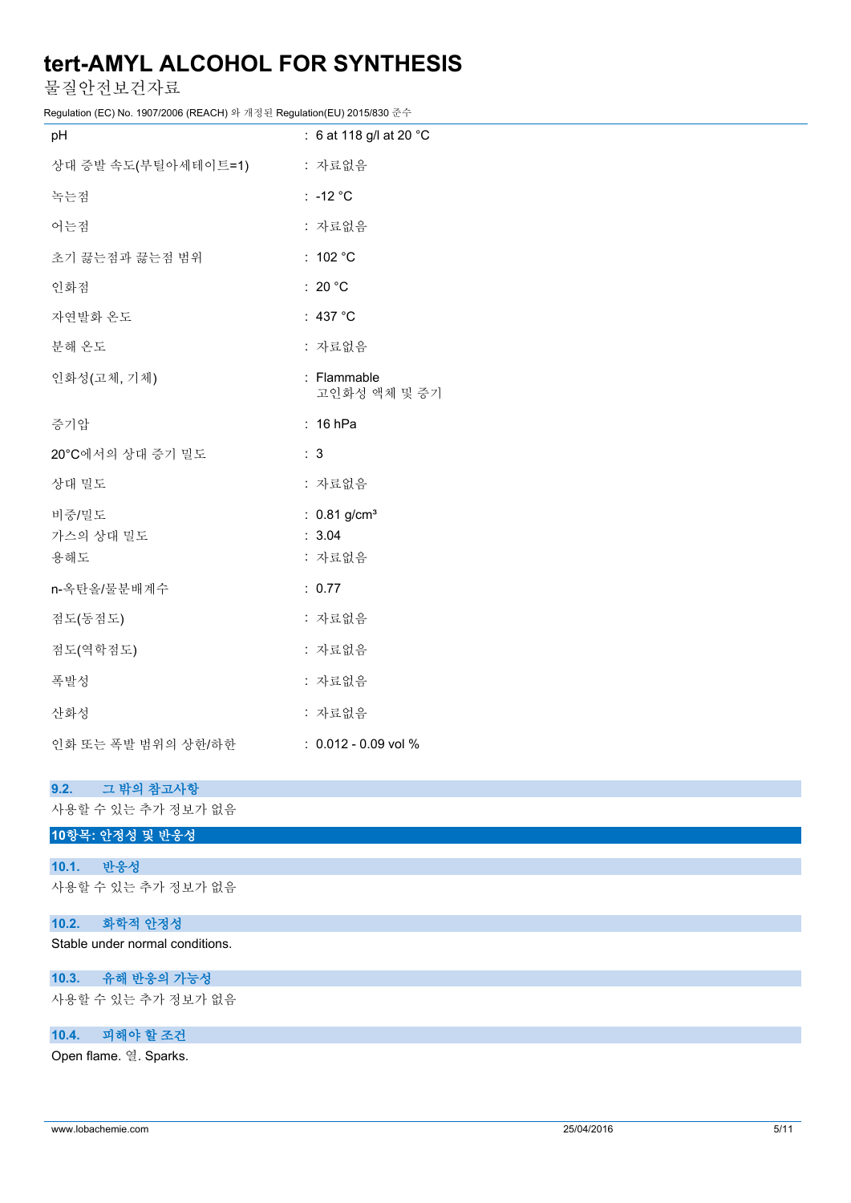| | |
|---|---|
| pH | : 6 at 118 g/l at 20 °C |
| 상대 증발 속도(부틸아세테이트=1) | : 자료없음 |
| 녹는점 | : -12 °C |
| 어는점 | : 자료없음 |
| 초기 끓는점과 끓는점 범위 | : 102 °C |
| 인화점 | : 20 °C |
| 자연발화 온도 | : 437 °C |
| 분해 온도 | : 자료없음 |
| 인화성(고체, 기체) | : Flammable<br>고인화성 액체 및 증기 |
| 증기압 | : 16 hPa |
| 20°C에서의 상대 증기 밀도 | : 3 |
| 상대 밀도 | : 자료없음 |
| 비중/밀도 | : 0.81 g/cm³ |
| 가스의 상대 밀도 | : 3.04 |
| 용해도 | : 자료없음 |
| n-옥탄올/물분배계수 | : 0.77 |
| 점도(동점도) | : 자료없음 |
| 점도(역학점도) | : 자료없음 |
| 폭발성 | : 자료없음 |
| 산화성 | : 자료없음 |
| 인화 또는 폭발 범위의 상한/하한 | : 0.012 - 0.09 vol % |

### 9.2. 그 밖의 참고사항

사용할 수 있는 추가 정보가 없음

## 10항목: 안정성 및 반응성

### 10.1. 반응성

사용할 수 있는 추가 정보가 없음

### 10.2. 화학적 안정성

Stable under normal conditions.

### 10.3. 유해 반응의 가능성

사용할 수 있는 추가 정보가 없음

### 10.4. 피해야 할 조건

Open flame. 열. Sparks.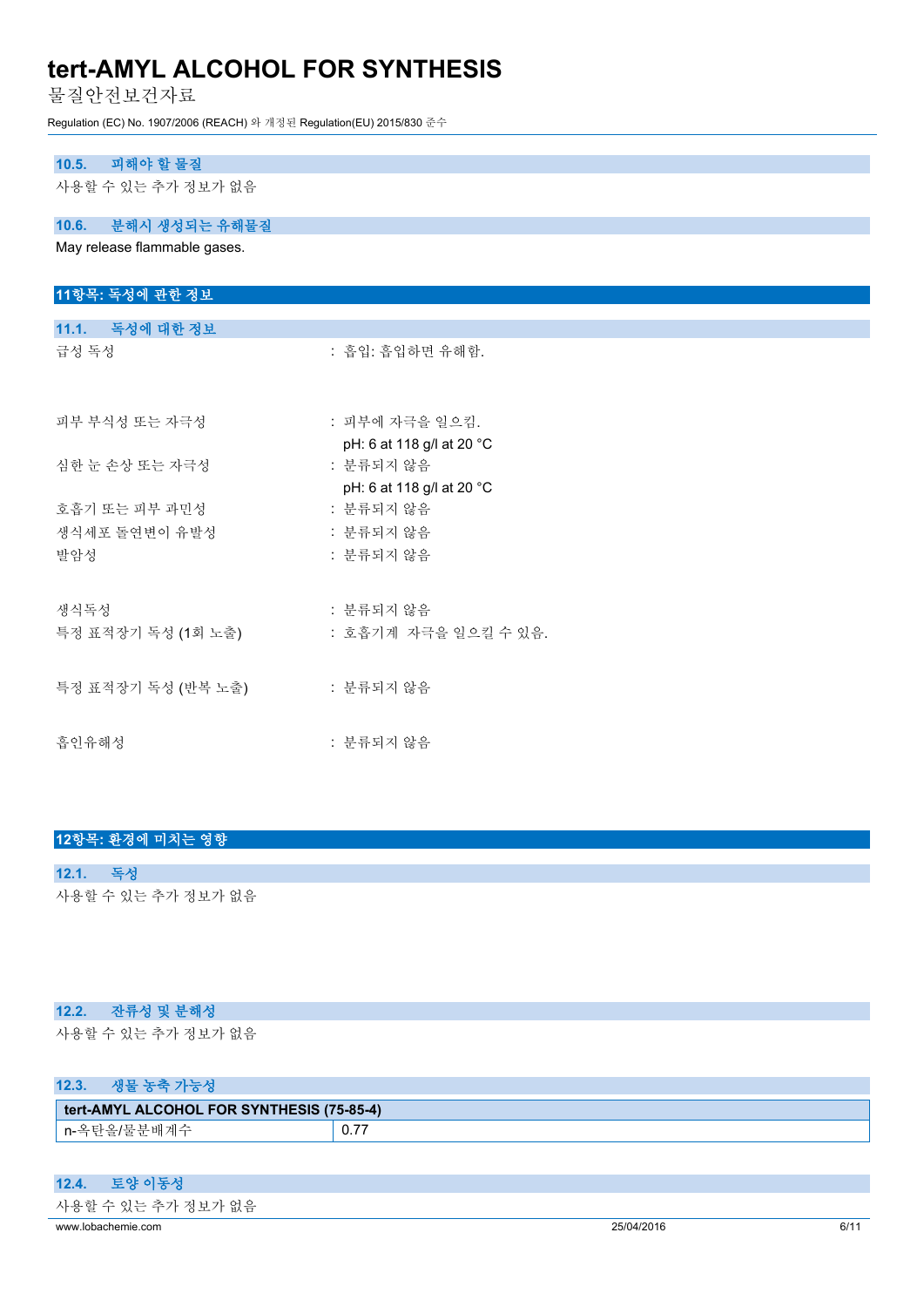### 10.5. 피해야 할 물질

사용할 수 있는 추가 정보가 없음

### 10.6. 분해시 생성되는 유해물질

May release flammable gases.

## 11항목: 독성에 관한 정보

### 11.1. 독성에 대한 정보

급성 독성 : 흡입: 흡입하면 유해함.

피부 부식성 또는 자극성 : 피부에 자극을 일으킴.
pH: 6 at 118 g/l at 20 °C

심한 눈 손상 또는 자극성 : 분류되지 않음
pH: 6 at 118 g/l at 20 °C

호흡기 또는 피부 과민성 : 분류되지 않음

생식세포 돌연변이 유발성 : 분류되지 않음

발암성 : 분류되지 않음

생식독성 : 분류되지 않음

특정 표적장기 독성 (1회 노출) : 호흡기계 자극을 일으킬 수 있음.

특정 표적장기 독성 (반복 노출) : 분류되지 않음

흡인유해성 : 분류되지 않음

## 12항목: 환경에 미치는 영향

### 12.1. 독성

사용할 수 있는 추가 정보가 없음

### 12.2. 잔류성 및 분해성

사용할 수 있는 추가 정보가 없음

### 12.3. 생물 농축 가능성

| tert-AMYL ALCOHOL FOR SYNTHESIS (75-85-4) | |
|---|---|
| n-옥탄올/물분배계수 | 0.77 |

### 12.4. 토양 이동성

사용할 수 있는 추가 정보가 없음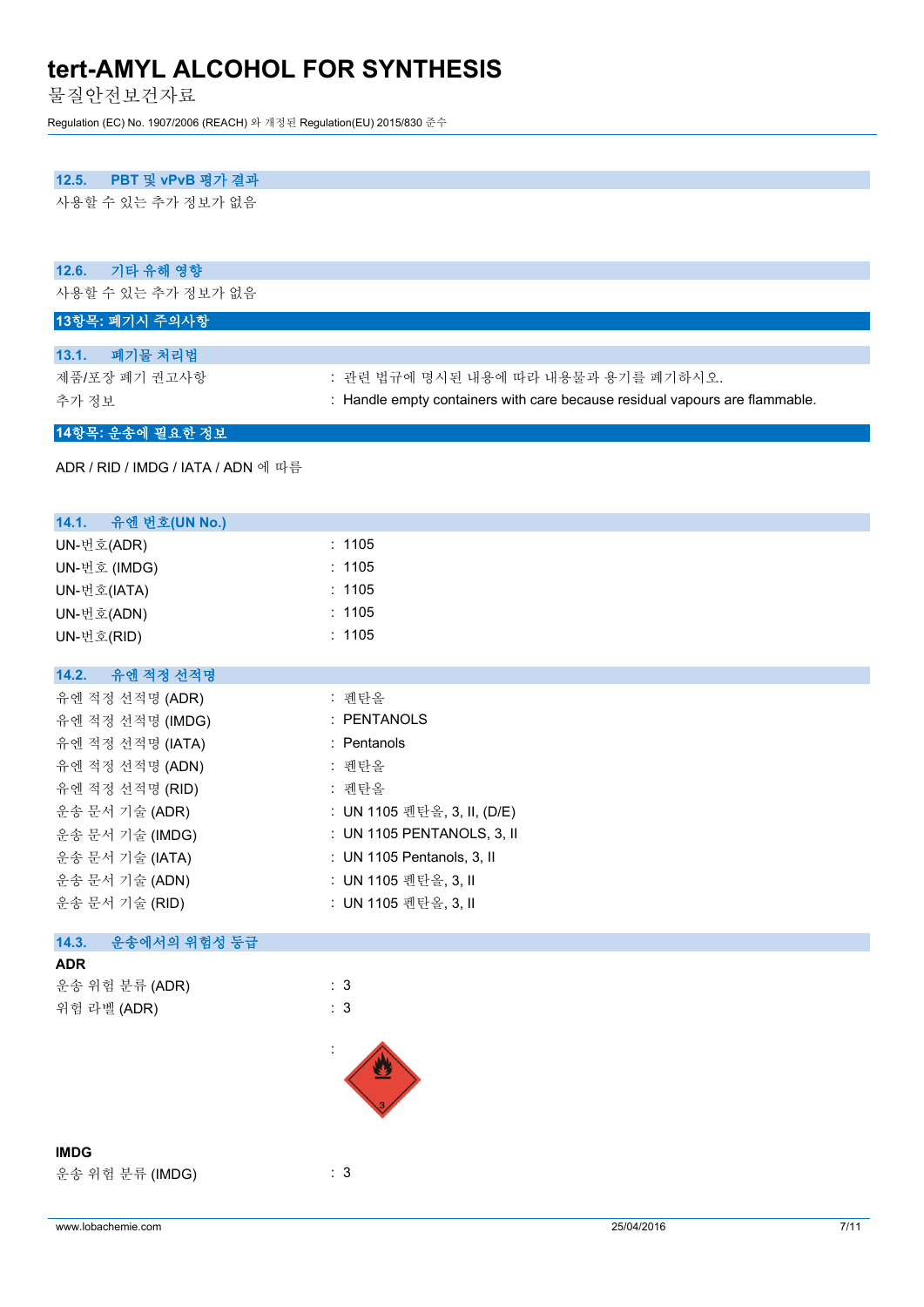### 12.5. PBT 및 vPvB 평가 결과

사용할 수 있는 추가 정보가 없음

### 12.6. 기타 유해 영향

사용할 수 있는 추가 정보가 없음

## 13항목: 폐기시 주의사항

### 13.1. 폐기물 처리법

| | |
|---|---|
| 제품/포장 폐기 권고사항 | : 관련 법규에 명시된 내용에 따라 내용물과 용기를 폐기하시오. |
| 추가 정보 | : Handle empty containers with care because residual vapours are flammable. |

## 14항목: 운송에 필요한 정보

ADR / RID / IMDG / IATA / ADN 에 따름

### 14.1. 유엔 번호(UN No.)

| | |
|---|---|
| UN-번호(ADR) | : 1105 |
| UN-번호 (IMDG) | : 1105 |
| UN-번호(IATA) | : 1105 |
| UN-번호(ADN) | : 1105 |
| UN-번호(RID) | : 1105 |

### 14.2. 유엔 적정 선적명

| | |
|---|---|
| 유엔 적정 선적명 (ADR) | : 펜탄올 |
| 유엔 적정 선적명 (IMDG) | : PENTANOLS |
| 유엔 적정 선적명 (IATA) | : Pentanols |
| 유엔 적정 선적명 (ADN) | : 펜탄올 |
| 유엔 적정 선적명 (RID) | : 펜탄올 |
| 운송 문서 기술 (ADR) | : UN 1105 펜탄올, 3, II, (D/E) |
| 운송 문서 기술 (IMDG) | : UN 1105 PENTANOLS, 3, II |
| 운송 문서 기술 (IATA) | : UN 1105 Pentanols, 3, II |
| 운송 문서 기술 (ADN) | : UN 1105 펜탄올, 3, II |
| 운송 문서 기술 (RID) | : UN 1105 펜탄올, 3, II |

### 14.3. 운송에서의 위험성 등급

**ADR**

| | |
|---|---|
| 운송 위험 분류 (ADR) | : 3 |
| 위험 라벨 (ADR) | : 3 |
| | : |

**IMDG**

| | |
|---|---|
| 운송 위험 분류 (IMDG) | : 3 |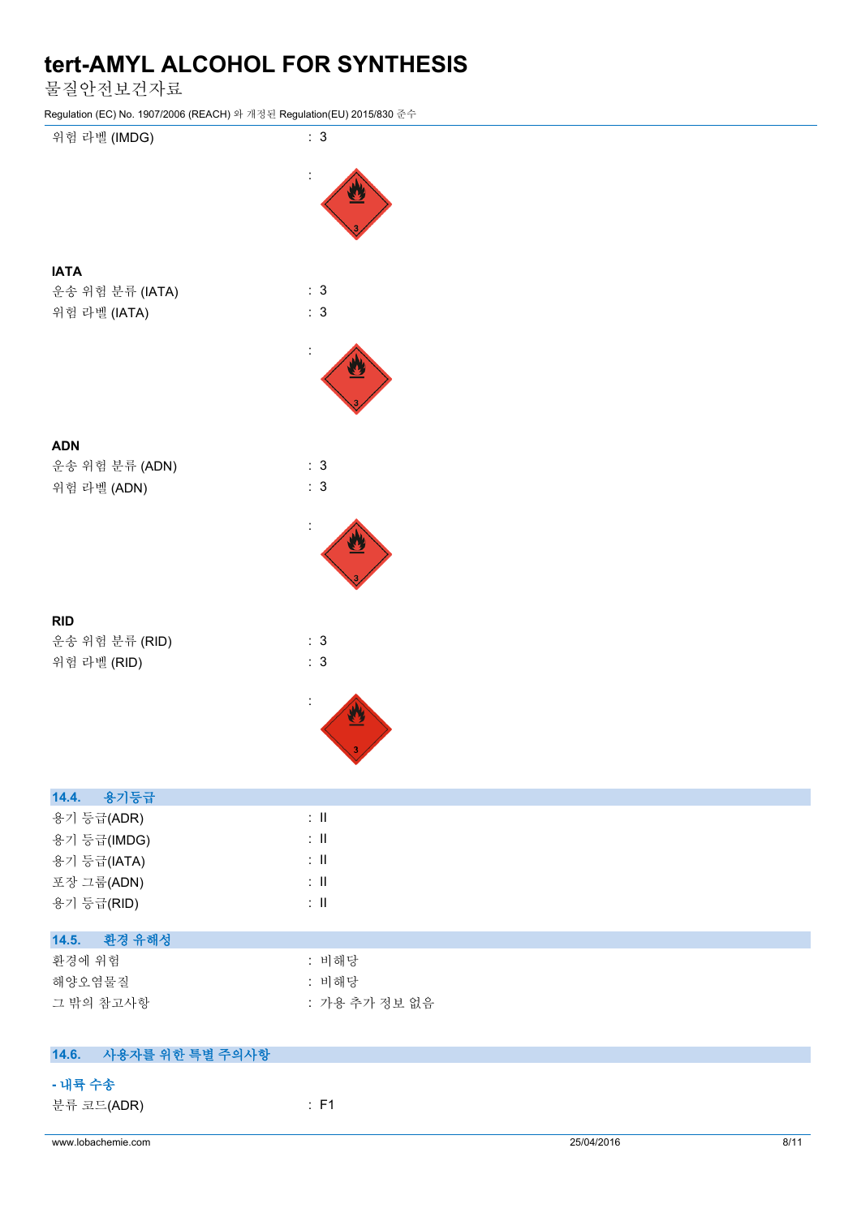위험 라벨 (IMDG) : 3

:

**IATA**

운송 위험 분류 (IATA) : 3

위험 라벨 (IATA) : 3

:

**ADN**

운송 위험 분류 (ADN) : 3

위험 라벨 (ADN) : 3

:

**RID**

운송 위험 분류 (RID) : 3

위험 라벨 (RID) : 3

:

## 14.4. 용기등급

용기 등급(ADR) : II

용기 등급(IMDG) : II

용기 등급(IATA) : II

포장 그룹(ADN) : II

용기 등급(RID) : II

## 14.5. 환경 유해성

환경에 위험 : 비해당

해양오염물질 : 비해당

그 밖의 참고사항 : 가용 추가 정보 없음

## 14.6. 사용자를 위한 특별 주의사항

**- 내륙 수송**

분류 코드(ADR) : F1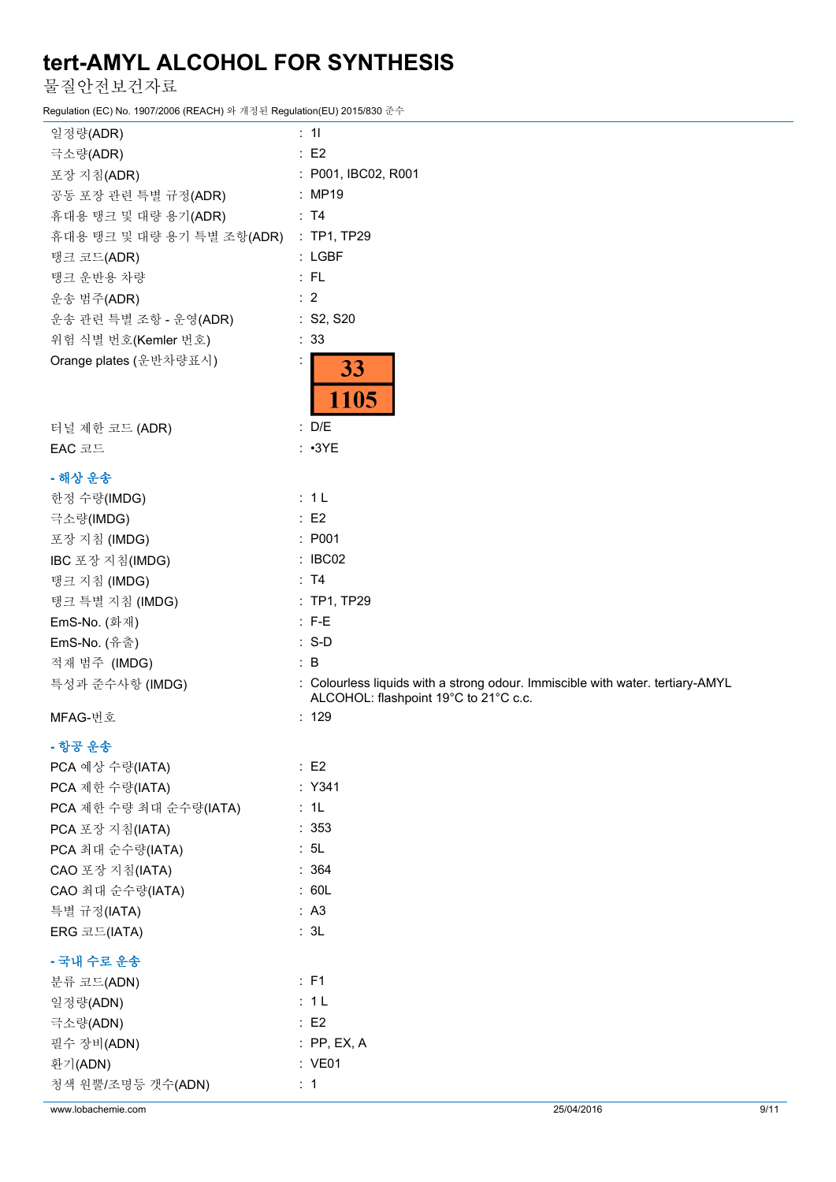| | | |
|---|---|---|
| 일정량(ADR) | : | 1l |
| 극소량(ADR) | : | E2 |
| 포장 지침(ADR) | : | P001, IBC02, R001 |
| 공동 포장 관련 특별 규정(ADR) | : | MP19 |
| 휴대용 탱크 및 대량 용기(ADR) | : | T4 |
| 휴대용 탱크 및 대량 용기 특별 조항(ADR) | : | TP1, TP29 |
| 탱크 코드(ADR) | : | LGBF |
| 탱크 운반용 차량 | : | FL |
| 운송 범주(ADR) | : | 2 |
| 운송 관련 특별 조항 - 운영(ADR) | : | S2, S20 |
| 위험 식별 번호(Kemler 번호) | : | 33 |
| Orange plates (운반차량표시) | : | 33 / 1105 |
| 터널 제한 코드 (ADR) | : | D/E |
| EAC 코드 | : | •3YE |

**- 해상 운송**

| | | |
|---|---|---|
| 한정 수량(IMDG) | : | 1 L |
| 극소량(IMDG) | : | E2 |
| 포장 지침 (IMDG) | : | P001 |
| IBC 포장 지침(IMDG) | : | IBC02 |
| 탱크 지침 (IMDG) | : | T4 |
| 탱크 특별 지침 (IMDG) | : | TP1, TP29 |
| EmS-No. (화재) | : | F-E |
| EmS-No. (유출) | : | S-D |
| 적재 범주 (IMDG) | : | B |
| 특성과 준수사항 (IMDG) | : | Colourless liquids with a strong odour. Immiscible with water. tertiary-AMYL ALCOHOL: flashpoint 19°C to 21°C c.c. |
| MFAG-번호 | : | 129 |

**- 항공 운송**

| | | |
|---|---|---|
| PCA 예상 수량(IATA) | : | E2 |
| PCA 제한 수량(IATA) | : | Y341 |
| PCA 제한 수량 최대 순수량(IATA) | : | 1L |
| PCA 포장 지침(IATA) | : | 353 |
| PCA 최대 순수량(IATA) | : | 5L |
| CAO 포장 지침(IATA) | : | 364 |
| CAO 최대 순수량(IATA) | : | 60L |
| 특별 규정(IATA) | : | A3 |
| ERG 코드(IATA) | : | 3L |

**- 국내 수로 운송**

| | | |
|---|---|---|
| 분류 코드(ADN) | : | F1 |
| 일정량(ADN) | : | 1 L |
| 극소량(ADN) | : | E2 |
| 필수 장비(ADN) | : | PP, EX, A |
| 환기(ADN) | : | VE01 |
| 청색 원뿔/조명등 갯수(ADN) | : | 1 |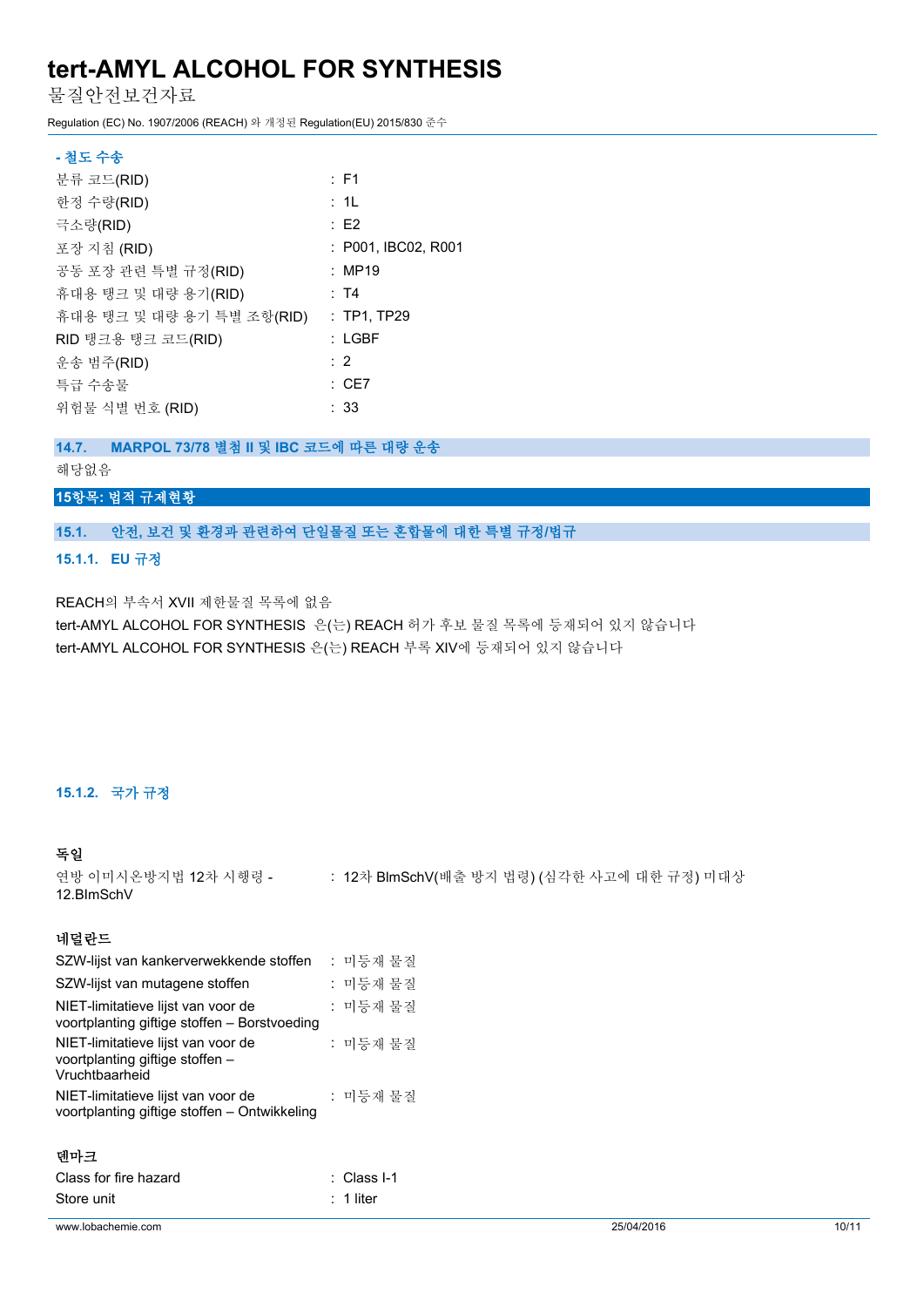**- 철도 수송**

| | |
|---|---|
| 분류 코드(RID) | : F1 |
| 한정 수량(RID) | : 1L |
| 극소량(RID) | : E2 |
| 포장 지침 (RID) | : P001, IBC02, R001 |
| 공동 포장 관련 특별 규정(RID) | : MP19 |
| 휴대용 탱크 및 대량 용기(RID) | : T4 |
| 휴대용 탱크 및 대량 용기 특별 조항(RID) | : TP1, TP29 |
| RID 탱크용 탱크 코드(RID) | : LGBF |
| 운송 범주(RID) | : 2 |
| 특급 수송물 | : CE7 |
| 위험물 식별 번호 (RID) | : 33 |

### 14.7. MARPOL 73/78 별첨 II 및 IBC 코드에 따른 대량 운송

해당없음

## 15항목: 법적 규제현황

### 15.1. 안전, 보건 및 환경과 관련하여 단일물질 또는 혼합물에 대한 특별 규정/법규

#### 15.1.1. EU 규정

REACH의 부속서 XVII 제한물질 목록에 없음

tert-AMYL ALCOHOL FOR SYNTHESIS 은(는) REACH 허가 후보 물질 목록에 등재되어 있지 않습니다

tert-AMYL ALCOHOL FOR SYNTHESIS 은(는) REACH 부록 XIV에 등재되어 있지 않습니다

#### 15.1.2. 국가 규정

**독일**

| | |
|---|---|
| 연방 이미시온방지법 12차 시행령 - 12.BImSchV | : 12차 BImSchV(배출 방지 법령) (심각한 사고에 대한 규정) 미대상 |

**네덜란드**

| | |
|---|---|
| SZW-lijst van kankerverwekkende stoffen | : 미등재 물질 |
| SZW-lijst van mutagene stoffen | : 미등재 물질 |
| NIET-limitatieve lijst van voor de voortplanting giftige stoffen – Borstvoeding | : 미등재 물질 |
| NIET-limitatieve lijst van voor de voortplanting giftige stoffen – Vruchtbaarheid | : 미등재 물질 |
| NIET-limitatieve lijst van voor de voortplanting giftige stoffen – Ontwikkeling | : 미등재 물질 |

**덴마크**

| | |
|---|---|
| Class for fire hazard | : Class I-1 |
| Store unit | : 1 liter |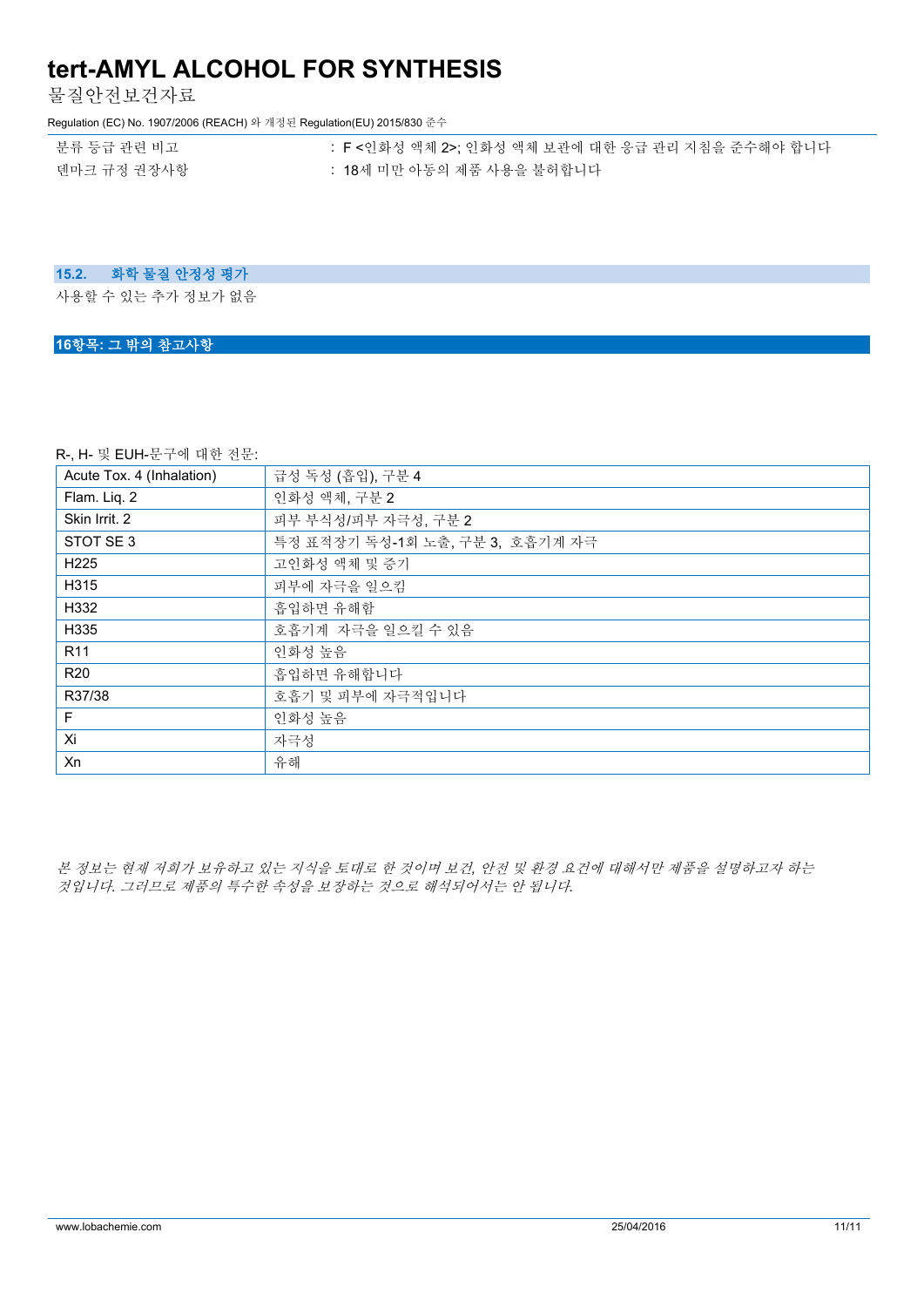| | |
|---|---|
| 분류 등급 관련 비고 | : F <인화성 액체 2>; 인화성 액체 보관에 대한 응급 관리 지침을 준수해야 합니다 |
| 덴마크 규정 권장사항 | : 18세 미만 아동의 제품 사용을 불허합니다 |

### 15.2. 화학 물질 안정성 평가

사용할 수 있는 추가 정보가 없음

## 16항목: 그 밖의 참고사항

R-, H- 및 EUH-문구에 대한 전문:

| | |
|---|---|
| Acute Tox. 4 (Inhalation) | 급성 독성 (흡입), 구분 4 |
| Flam. Liq. 2 | 인화성 액체, 구분 2 |
| Skin Irrit. 2 | 피부 부식성/피부 자극성, 구분 2 |
| STOT SE 3 | 특정 표적장기 독성-1회 노출, 구분 3, 호흡기계 자극 |
| H225 | 고인화성 액체 및 증기 |
| H315 | 피부에 자극을 일으킴 |
| H332 | 흡입하면 유해함 |
| H335 | 호흡기계 자극을 일으킬 수 있음 |
| R11 | 인화성 높음 |
| R20 | 흡입하면 유해합니다 |
| R37/38 | 호흡기 및 피부에 자극적입니다 |
| F | 인화성 높음 |
| Xi | 자극성 |
| Xn | 유해 |

*본 정보는 현재 저희가 보유하고 있는 지식을 토대로 한 것이며 보건, 안전 및 환경 요건에 대해서만 제품을 설명하고자 하는 것입니다. 그러므로 제품의 특수한 속성을 보장하는 것으로 해석되어서는 안 됩니다.*